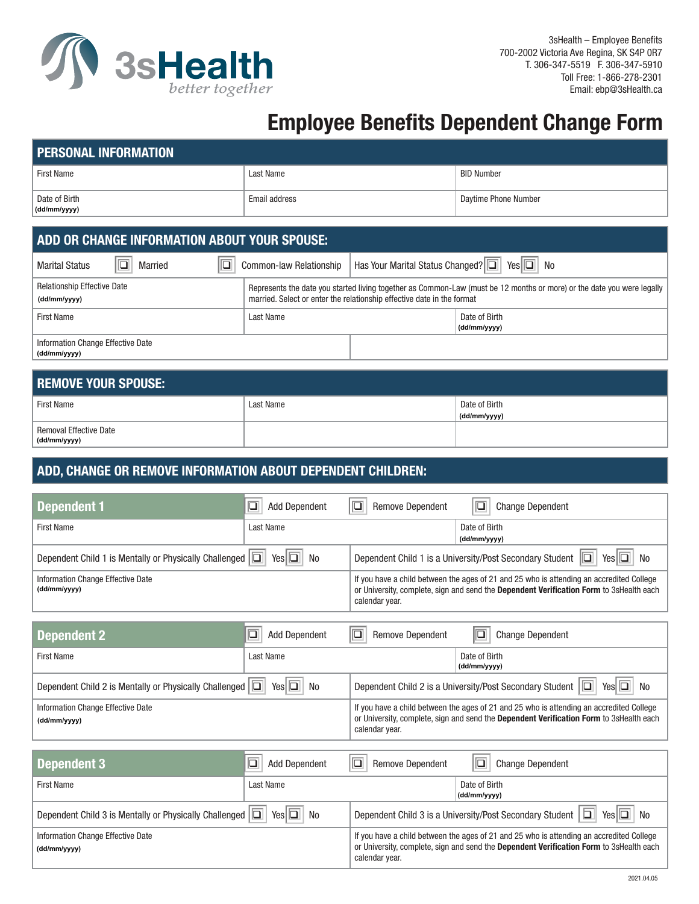3sHealth
*better together*

3sHealth – Employee Benefits
700-2002 Victoria Ave Regina, SK S4P 0R7
T. 306-347-5519 F. 306-347-5910
Toll Free: 1-866-278-2301
Email: ebp@3sHealth.ca

# Employee Benefits Dependent Change Form

## PERSONAL INFORMATION

| | | |
|---|---|---|
| First Name | Last Name | BID Number |
| Date of Birth (dd/mm/yyyy) | Email address | Daytime Phone Number |

## ADD OR CHANGE INFORMATION ABOUT YOUR SPOUSE:

| | | |
|---|---|---|
| Marital Status ❑ Married ❑ Common-law Relationship | Has Your Marital Status Changed? ❑ Yes ❑ No | |
| Relationship Effective Date (dd/mm/yyyy) | Represents the date you started living together as Common-Law (must be 12 months or more) or the date you were legally married. Select or enter the relationship effective date in the format | |
| First Name | Last Name | Date of Birth (dd/mm/yyyy) |
| Information Change Effective Date (dd/mm/yyyy) | | |

## REMOVE YOUR SPOUSE:

| | | |
|---|---|---|
| First Name | Last Name | Date of Birth (dd/mm/yyyy) |
| Removal Effective Date (dd/mm/yyyy) | | |

## ADD, CHANGE OR REMOVE INFORMATION ABOUT DEPENDENT CHILDREN:

### Dependent 1

| | | |
|---|---|---|
| ❑ Add Dependent | ❑ Remove Dependent | ❑ Change Dependent |
| First Name | Last Name | Date of Birth (dd/mm/yyyy) |
| Dependent Child 1 is Mentally or Physically Challenged ❑ Yes ❑ No | Dependent Child 1 is a University/Post Secondary Student ❑ Yes ❑ No | |
| Information Change Effective Date (dd/mm/yyyy) | If you have a child between the ages of 21 and 25 who is attending an accredited College or University, complete, sign and send the **Dependent Verification Form** to 3sHealth each calendar year. | |

### Dependent 2

| | | |
|---|---|---|
| ❑ Add Dependent | ❑ Remove Dependent | ❑ Change Dependent |
| First Name | Last Name | Date of Birth (dd/mm/yyyy) |
| Dependent Child 2 is Mentally or Physically Challenged ❑ Yes ❑ No | Dependent Child 2 is a University/Post Secondary Student ❑ Yes ❑ No | |
| Information Change Effective Date (dd/mm/yyyy) | If you have a child between the ages of 21 and 25 who is attending an accredited College or University, complete, sign and send the **Dependent Verification Form** to 3sHealth each calendar year. | |

### Dependent 3

| | | |
|---|---|---|
| ❑ Add Dependent | ❑ Remove Dependent | ❑ Change Dependent |
| First Name | Last Name | Date of Birth (dd/mm/yyyy) |
| Dependent Child 3 is Mentally or Physically Challenged ❑ Yes ❑ No | Dependent Child 3 is a University/Post Secondary Student ❑ Yes ❑ No | |
| Information Change Effective Date (dd/mm/yyyy) | If you have a child between the ages of 21 and 25 who is attending an accredited College or University, complete, sign and send the **Dependent Verification Form** to 3sHealth each calendar year. | |

2021.04.05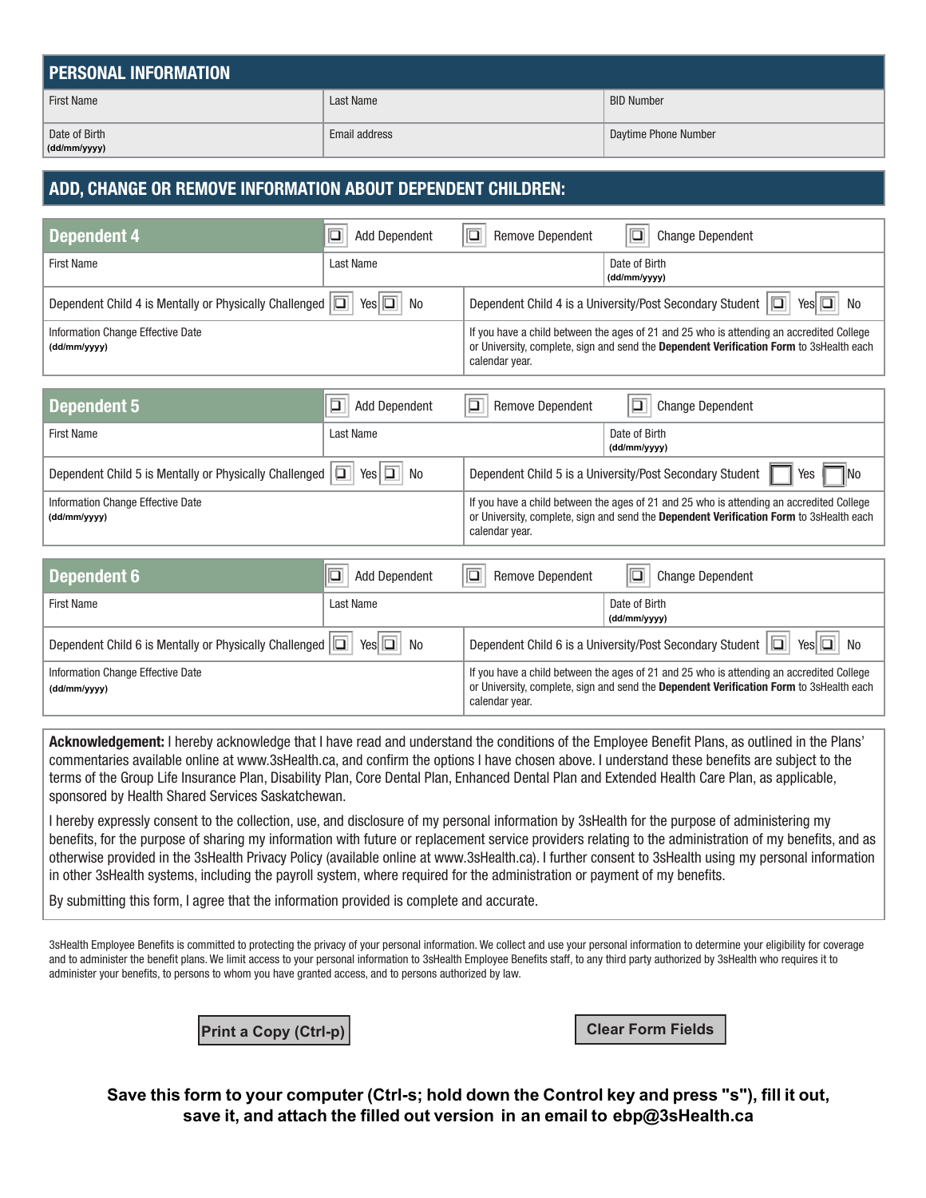## PERSONAL INFORMATION

| | | |
|---|---|---|
| First Name | Last Name | BID Number |
| Date of Birth (dd/mm/yyyy) | Email address | Daytime Phone Number |

## ADD, CHANGE OR REMOVE INFORMATION ABOUT DEPENDENT CHILDREN:

### Dependent 4

☐ Add Dependent ☐ Remove Dependent ☐ Change Dependent

| | | |
|---|---|---|
| First Name | Last Name | Date of Birth (dd/mm/yyyy) |
| Dependent Child 4 is Mentally or Physically Challenged ☐ Yes ☐ No | Dependent Child 4 is a University/Post Secondary Student ☐ Yes ☐ No | |
| Information Change Effective Date (dd/mm/yyyy) | If you have a child between the ages of 21 and 25 who is attending an accredited College or University, complete, sign and send the **Dependent Verification Form** to 3sHealth each calendar year. | |

### Dependent 5

☐ Add Dependent ☐ Remove Dependent ☐ Change Dependent

| | | |
|---|---|---|
| First Name | Last Name | Date of Birth (dd/mm/yyyy) |
| Dependent Child 5 is Mentally or Physically Challenged ☐ Yes ☐ No | Dependent Child 5 is a University/Post Secondary Student ☐ Yes ☐ No | |
| Information Change Effective Date (dd/mm/yyyy) | If you have a child between the ages of 21 and 25 who is attending an accredited College or University, complete, sign and send the **Dependent Verification Form** to 3sHealth each calendar year. | |

### Dependent 6

☐ Add Dependent ☐ Remove Dependent ☐ Change Dependent

| | | |
|---|---|---|
| First Name | Last Name | Date of Birth (dd/mm/yyyy) |
| Dependent Child 6 is Mentally or Physically Challenged ☐ Yes ☐ No | Dependent Child 6 is a University/Post Secondary Student ☐ Yes ☐ No | |
| Information Change Effective Date (dd/mm/yyyy) | If you have a child between the ages of 21 and 25 who is attending an accredited College or University, complete, sign and send the **Dependent Verification Form** to 3sHealth each calendar year. | |

**Acknowledgement:** I hereby acknowledge that I have read and understand the conditions of the Employee Benefit Plans, as outlined in the Plans' commentaries available online at www.3sHealth.ca, and confirm the options I have chosen above. I understand these benefits are subject to the terms of the Group Life Insurance Plan, Disability Plan, Core Dental Plan, Enhanced Dental Plan and Extended Health Care Plan, as applicable, sponsored by Health Shared Services Saskatchewan.

I hereby expressly consent to the collection, use, and disclosure of my personal information by 3sHealth for the purpose of administering my benefits, for the purpose of sharing my information with future or replacement service providers relating to the administration of my benefits, and as otherwise provided in the 3sHealth Privacy Policy (available online at www.3sHealth.ca). I further consent to 3sHealth using my personal information in other 3sHealth systems, including the payroll system, where required for the administration or payment of my benefits.

By submitting this form, I agree that the information provided is complete and accurate.

3sHealth Employee Benefits is committed to protecting the privacy of your personal information. We collect and use your personal information to determine your eligibility for coverage and to administer the benefit plans. We limit access to your personal information to 3sHealth Employee Benefits staff, to any third party authorized by 3sHealth who requires it to administer your benefits, to persons to whom you have granted access, and to persons authorized by law.

Print a Copy (Ctrl-p) Clear Form Fields

**Save this form to your computer (Ctrl-s; hold down the Control key and press "s"), fill it out, save it, and attach the filled out version in an email to ebp@3sHealth.ca**